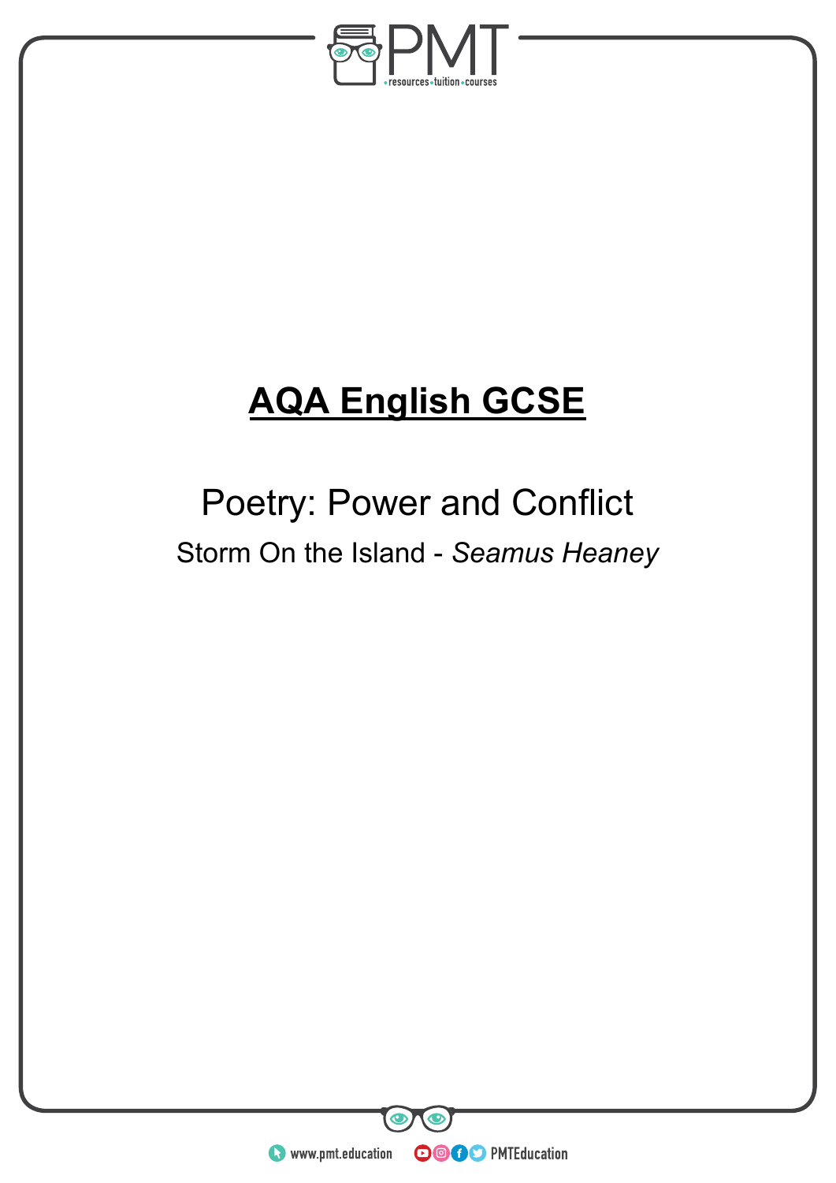# AQA English GCSE

## Poetry: Power and Conflict

Storm On the Island - *Seamus Heaney*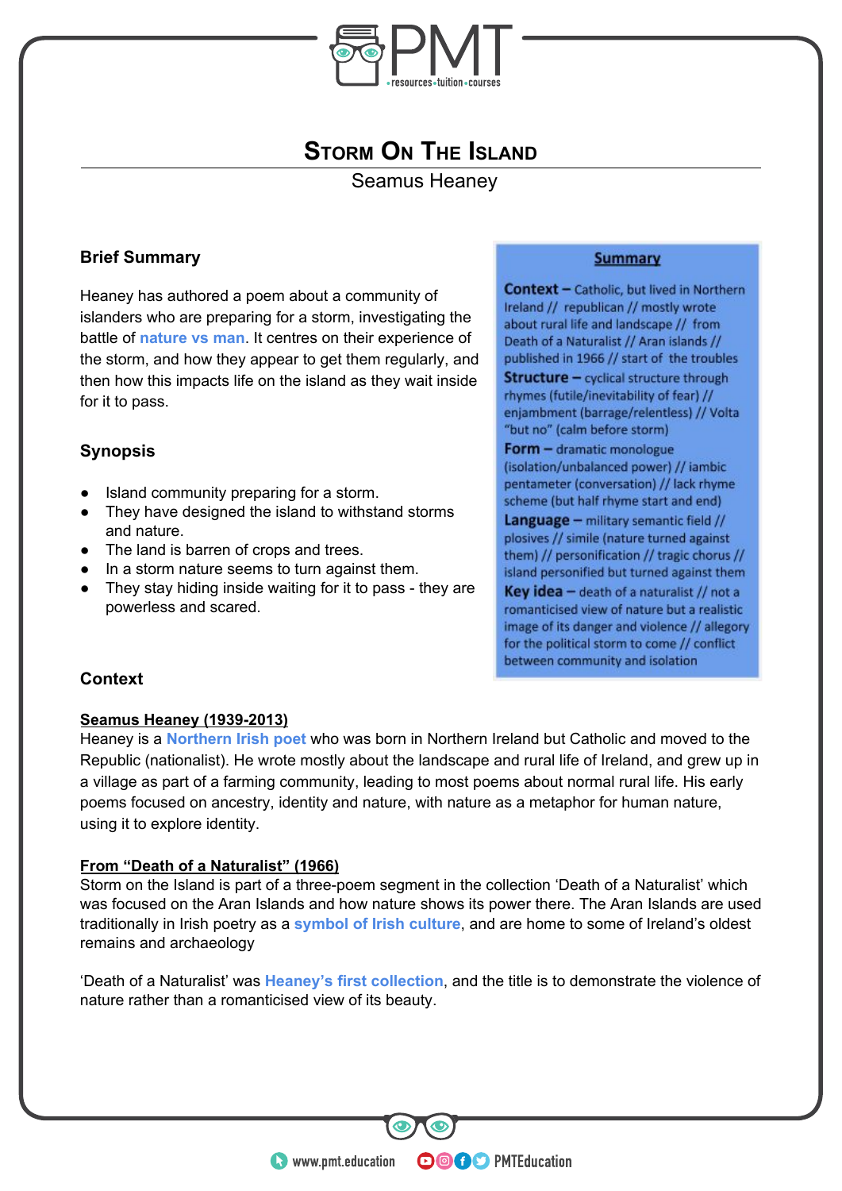# Storm On The Island

Seamus Heaney

## Brief Summary

Heaney has authored a poem about a community of islanders who are preparing for a storm, investigating the battle of **nature vs man**. It centres on their experience of the storm, and how they appear to get them regularly, and then how this impacts life on the island as they wait inside for it to pass.

## Synopsis

- Island community preparing for a storm.
- They have designed the island to withstand storms and nature.
- The land is barren of crops and trees.
- In a storm nature seems to turn against them.
- They stay hiding inside waiting for it to pass - they are powerless and scared.

> **Summary**
>
> **Context –** Catholic, but lived in Northern Ireland // republican // mostly wrote about rural life and landscape // from Death of a Naturalist // Aran islands // published in 1966 // start of the troubles
>
> **Structure –** cyclical structure through rhymes (futile/inevitability of fear) // enjambment (barrage/relentless) // Volta "but no" (calm before storm)
>
> **Form –** dramatic monologue (isolation/unbalanced power) // iambic pentameter (conversation) // lack rhyme scheme (but half rhyme start and end)
>
> **Language –** military semantic field // plosives // simile (nature turned against them) // personification // tragic chorus // island personified but turned against them
>
> **Key idea –** death of a naturalist // not a romanticised view of nature but a realistic image of its danger and violence // allegory for the political storm to come // conflict between community and isolation

## Context

**Seamus Heaney (1939-2013)**

Heaney is a **Northern Irish poet** who was born in Northern Ireland but Catholic and moved to the Republic (nationalist). He wrote mostly about the landscape and rural life of Ireland, and grew up in a village as part of a farming community, leading to most poems about normal rural life. His early poems focused on ancestry, identity and nature, with nature as a metaphor for human nature, using it to explore identity.

**From "Death of a Naturalist" (1966)**

Storm on the Island is part of a three-poem segment in the collection 'Death of a Naturalist' which was focused on the Aran Islands and how nature shows its power there. The Aran Islands are used traditionally in Irish poetry as a **symbol of Irish culture**, and are home to some of Ireland's oldest remains and archaeology

'Death of a Naturalist' was **Heaney's first collection**, and the title is to demonstrate the violence of nature rather than a romanticised view of its beauty.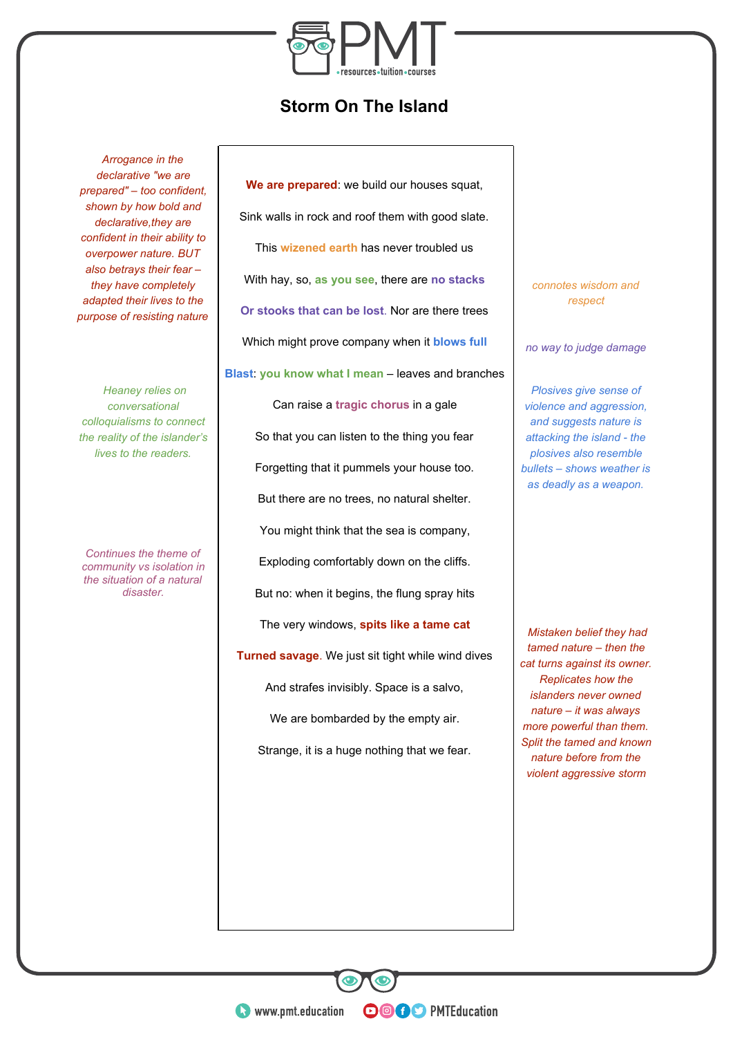# Storm On The Island

**We are prepared**: we build our houses squat,

Sink walls in rock and roof them with good slate.

This **wizened earth** has never troubled us

With hay, so, **as you see**, there are **no stacks**

**Or stooks that can be lost**. Nor are there trees

Which might prove company when it **blows full**

**Blast**: **you know what I mean** – leaves and branches

Can raise a **tragic chorus** in a gale

So that you can listen to the thing you fear

Forgetting that it pummels your house too.

But there are no trees, no natural shelter.

You might think that the sea is company,

Exploding comfortably down on the cliffs.

But no: when it begins, the flung spray hits

The very windows, **spits like a tame cat**

**Turned savage**. We just sit tight while wind dives

And strafes invisibly. Space is a salvo,

We are bombarded by the empty air.

Strange, it is a huge nothing that we fear.

---

*Arrogance in the declarative "we are prepared" – too confident, shown by how bold and declarative,they are confident in their ability to overpower nature. BUT also betrays their fear – they have completely adapted their lives to the purpose of resisting nature*

*Heaney relies on conversational colloquialisms to connect the reality of the islander's lives to the readers.*

*Continues the theme of community vs isolation in the situation of a natural disaster.*

*connotes wisdom and respect*

*no way to judge damage*

*Plosives give sense of violence and aggression, and suggests nature is attacking the island - the plosives also resemble bullets – shows weather is as deadly as a weapon.*

*Mistaken belief they had tamed nature – then the cat turns against its owner. Replicates how the islanders never owned nature – it was always more powerful than them. Split the tamed and known nature before from the violent aggressive storm*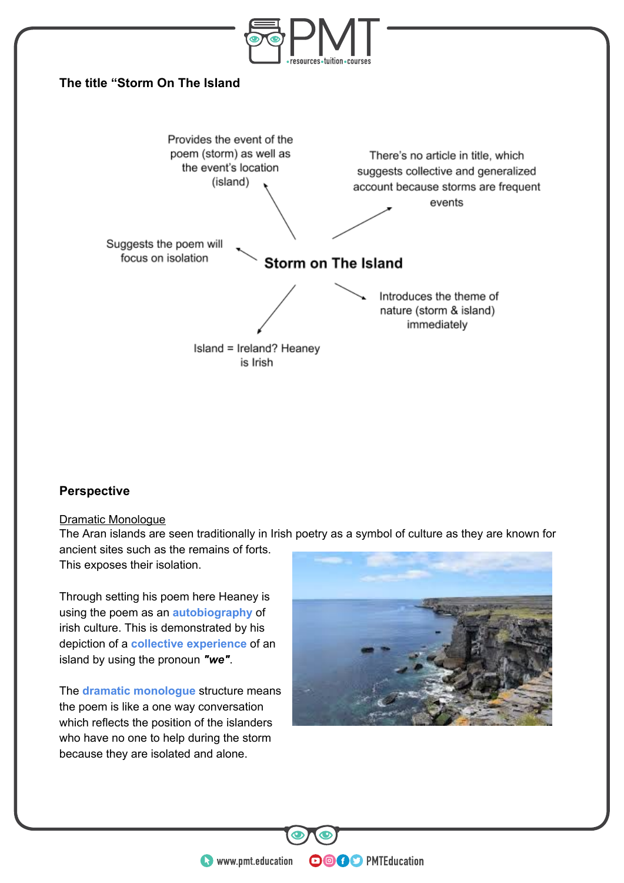**The title “Storm On The Island**

**Storm on The Island**

- Provides the event of the poem (storm) as well as the event's location (island)
- There's no article in title, which suggests collective and generalized account because storms are frequent events
- Suggests the poem will focus on isolation
- Introduces the theme of nature (storm & island) immediately
- Island = Ireland? Heaney is Irish

**Perspective**

Dramatic Monologue

The Aran islands are seen traditionally in Irish poetry as a symbol of culture as they are known for ancient sites such as the remains of forts. This exposes their isolation.

Through setting his poem here Heaney is using the poem as an **autobiography** of irish culture. This is demonstrated by his depiction of a **collective experience** of an island by using the pronoun ***"we"***.

The **dramatic monologue** structure means the poem is like a one way conversation which reflects the position of the islanders who have no one to help during the storm because they are isolated and alone.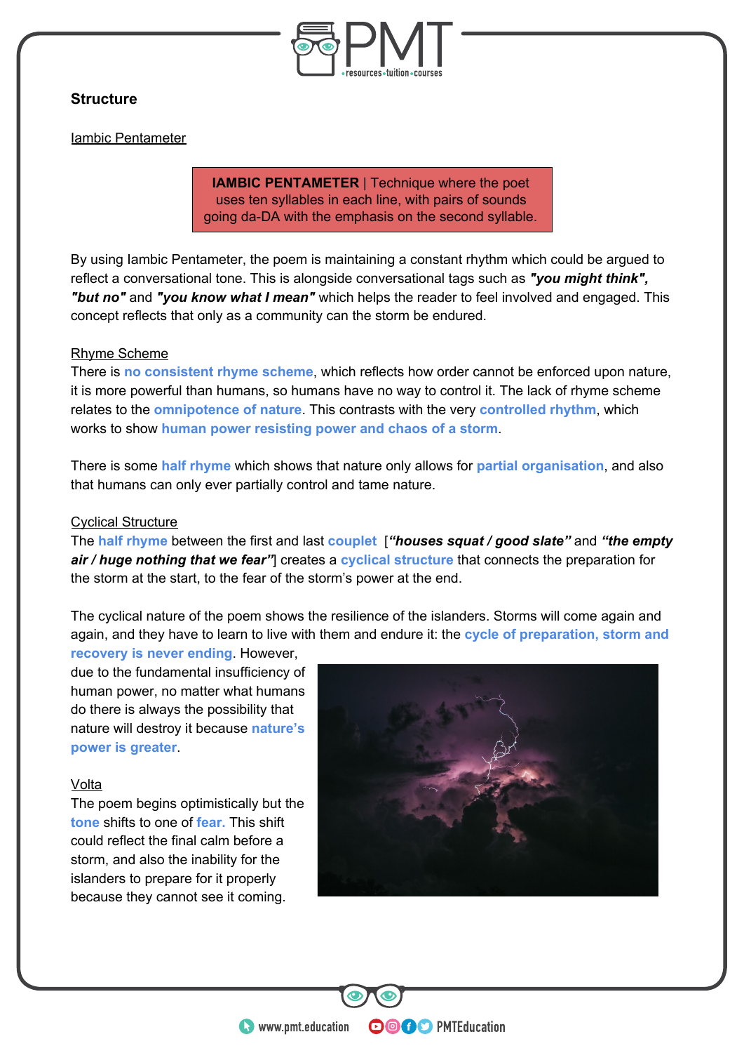## Structure

### Iambic Pentameter

> **IAMBIC PENTAMETER** | Technique where the poet uses ten syllables in each line, with pairs of sounds going da-DA with the emphasis on the second syllable.

By using Iambic Pentameter, the poem is maintaining a constant rhythm which could be argued to reflect a conversational tone. This is alongside conversational tags such as ***"you might think", "but no"*** and ***"you know what I mean"*** which helps the reader to feel involved and engaged. This concept reflects that only as a community can the storm be endured.

### Rhyme Scheme

There is **no consistent rhyme scheme**, which reflects how order cannot be enforced upon nature, it is more powerful than humans, so humans have no way to control it. The lack of rhyme scheme relates to the **omnipotence of nature**. This contrasts with the very **controlled rhythm**, which works to show **human power resisting power and chaos of a storm**.

There is some **half rhyme** which shows that nature only allows for **partial organisation**, and also that humans can only ever partially control and tame nature.

### Cyclical Structure

The **half rhyme** between the first and last **couplet** [***"houses squat / good slate"*** and ***"the empty air / huge nothing that we fear"***] creates a **cyclical structure** that connects the preparation for the storm at the start, to the fear of the storm's power at the end.

The cyclical nature of the poem shows the resilience of the islanders. Storms will come again and again, and they have to learn to live with them and endure it: the **cycle of preparation, storm and recovery is never ending**. However, due to the fundamental insufficiency of human power, no matter what humans do there is always the possibility that nature will destroy it because **nature's power is greater**.

### Volta

The poem begins optimistically but the **tone** shifts to one of **fear.** This shift could reflect the final calm before a storm, and also the inability for the islanders to prepare for it properly because they cannot see it coming.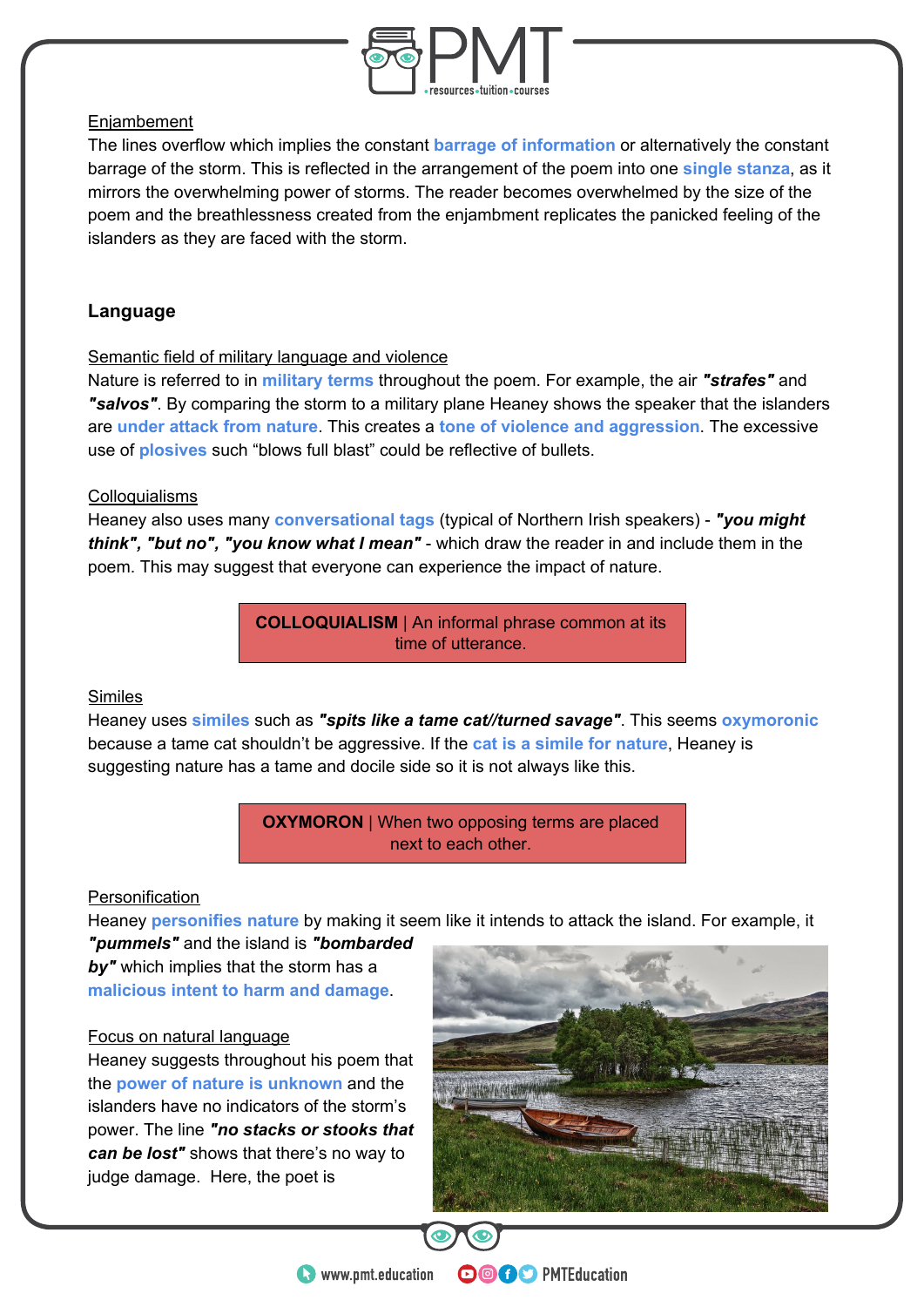Enjambement

The lines overflow which implies the constant **barrage of information** or alternatively the constant barrage of the storm. This is reflected in the arrangement of the poem into one **single stanza**, as it mirrors the overwhelming power of storms. The reader becomes overwhelmed by the size of the poem and the breathlessness created from the enjambment replicates the panicked feeling of the islanders as they are faced with the storm.

## Language

Semantic field of military language and violence

Nature is referred to in **military terms** throughout the poem. For example, the air ***"strafes"*** and ***"salvos"***. By comparing the storm to a military plane Heaney shows the speaker that the islanders are **under attack from nature**. This creates a **tone of violence and aggression**. The excessive use of **plosives** such "blows full blast" could be reflective of bullets.

Colloquialisms

Heaney also uses many **conversational tags** (typical of Northern Irish speakers) - ***"you might think", "but no", "you know what I mean"*** - which draw the reader in and include them in the poem. This may suggest that everyone can experience the impact of nature.

| **COLLOQUIALISM** \| An informal phrase common at its time of utterance. |
|---|

Similes

Heaney uses **similes** such as ***"spits like a tame cat//turned savage"***. This seems **oxymoronic** because a tame cat shouldn't be aggressive. If the **cat is a simile for nature**, Heaney is suggesting nature has a tame and docile side so it is not always like this.

| **OXYMORON** \| When two opposing terms are placed next to each other. |
|---|

Personification

Heaney **personifies nature** by making it seem like it intends to attack the island. For example, it ***"pummels"*** and the island is ***"bombarded by"*** which implies that the storm has a **malicious intent to harm and damage**.

Focus on natural language

Heaney suggests throughout his poem that the **power of nature is unknown** and the islanders have no indicators of the storm's power. The line ***"no stacks or stooks that can be lost"*** shows that there's no way to judge damage. Here, the poet is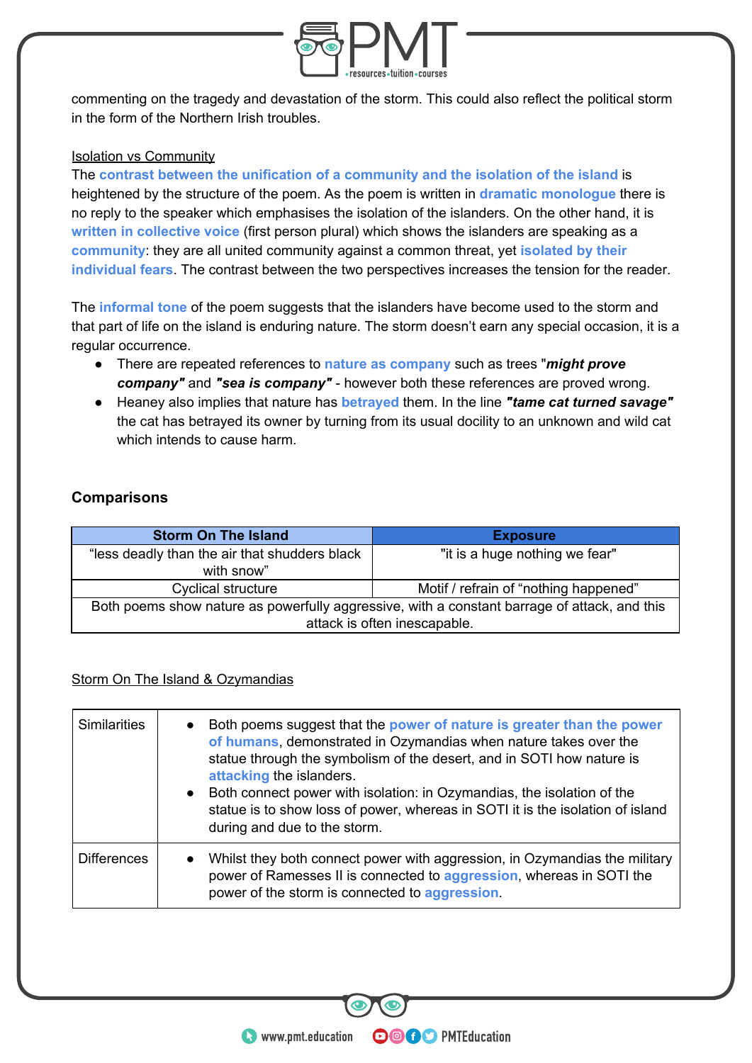commenting on the tragedy and devastation of the storm. This could also reflect the political storm in the form of the Northern Irish troubles.

Isolation vs Community

The **contrast between the unification of a community and the isolation of the island** is heightened by the structure of the poem. As the poem is written in **dramatic monologue** there is no reply to the speaker which emphasises the isolation of the islanders. On the other hand, it is **written in collective voice** (first person plural) which shows the islanders are speaking as a **community**: they are all united community against a common threat, yet **isolated by their individual fears**. The contrast between the two perspectives increases the tension for the reader.

The **informal tone** of the poem suggests that the islanders have become used to the storm and that part of life on the island is enduring nature. The storm doesn't earn any special occasion, it is a regular occurrence.

- There are repeated references to **nature as company** such as trees "***might prove company"*** and ***"sea is company"*** - however both these references are proved wrong.
- Heaney also implies that nature has **betrayed** them. In the line ***"tame cat turned savage"*** the cat has betrayed its owner by turning from its usual docility to an unknown and wild cat which intends to cause harm.

## Comparisons

| Storm On The Island | Exposure |
|---|---|
| "less deadly than the air that shudders black with snow" | "it is a huge nothing we fear" |
| Cyclical structure | Motif / refrain of "nothing happened" |
| Both poems show nature as powerfully aggressive, with a constant barrage of attack, and this attack is often inescapable. | |

Storm On The Island & Ozymandias

| | |
|---|---|
| Similarities | • Both poems suggest that the **power of nature is greater than the power of humans**, demonstrated in Ozymandias when nature takes over the statue through the symbolism of the desert, and in SOTI how nature is **attacking** the islanders.<br>• Both connect power with isolation: in Ozymandias, the isolation of the statue is to show loss of power, whereas in SOTI it is the isolation of island during and due to the storm. |
| Differences | • Whilst they both connect power with aggression, in Ozymandias the military power of Ramesses II is connected to **aggression**, whereas in SOTI the power of the storm is connected to **aggression**. |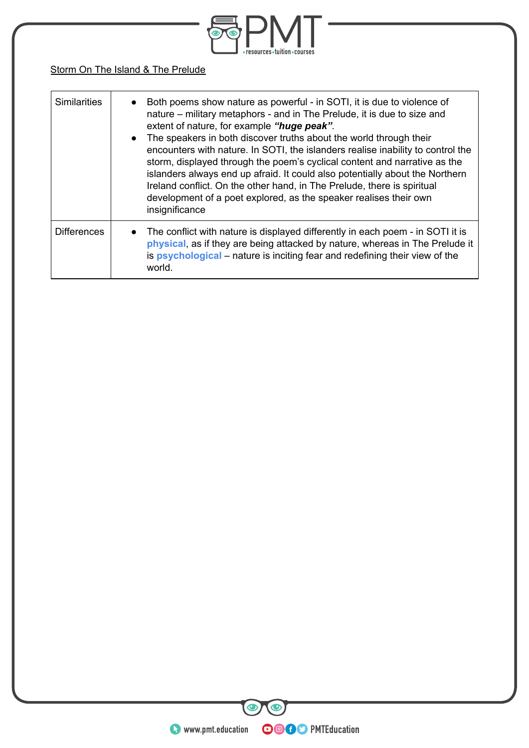Storn On The Island & The Prelude

| | |
|---|---|
| Similarities | • Both poems show nature as powerful - in SOTI, it is due to violence of nature – military metaphors - and in The Prelude, it is due to size and extent of nature, for example ***"huge peak"***.<br>• The speakers in both discover truths about the world through their encounters with nature. In SOTI, the islanders realise inability to control the storm, displayed through the poem's cyclical content and narrative as the islanders always end up afraid. It could also potentially about the Northern Ireland conflict. On the other hand, in The Prelude, there is spiritual development of a poet explored, as the speaker realises their own insignificance |
| Differences | • The conflict with nature is displayed differently in each poem - in SOTI it is **physical**, as if they are being attacked by nature, whereas in The Prelude it is **psychological** – nature is inciting fear and redefining their view of the world. |